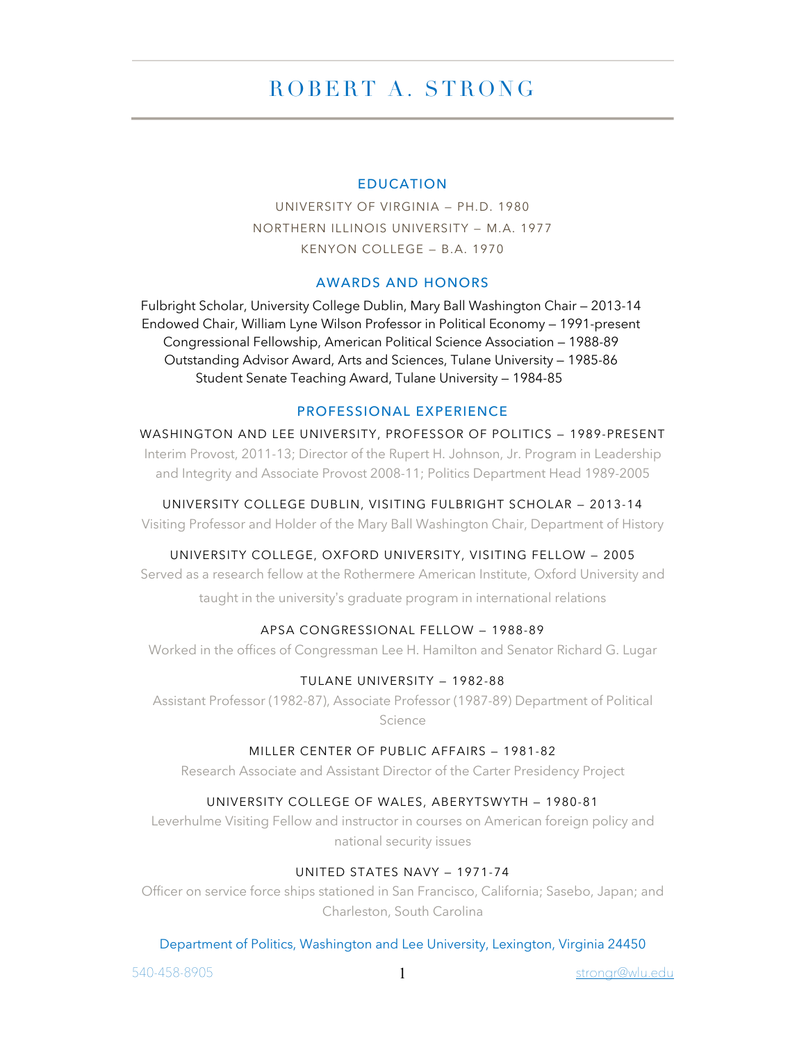# ROBERT A. STRONG

## EDUCATION

UNIVERSITY OF VIRGINIA – PH.D. 1980

NORTHERN ILLINOIS UNIVERSITY – M.A. 1977

KENYON COLLEGE – B.A. 1970

## AWARDS AND HONORS

Fulbright Scholar, University College Dublin, Mary Ball Washington Chair – 2013-14

Endowed Chair, William Lyne Wilson Professor in Political Economy – 1991-present

Congressional Fellowship, American Political Science Association – 1988-89

Outstanding Advisor Award, Arts and Sciences, Tulane University – 1985-86

Student Senate Teaching Award, Tulane University – 1984-85

## PROFESSIONAL EXPERIENCE

### WASHINGTON AND LEE UNIVERSITY, PROFESSOR OF POLITICS – 1989-PRESENT

Interim Provost, 2011-13; Director of the Rupert H. Johnson, Jr. Program in Leadership and Integrity and Associate Provost 2008-11; Politics Department Head 1989-2005

### UNIVERSITY COLLEGE DUBLIN, VISITING FULBRIGHT SCHOLAR – 2013-14

Visiting Professor and Holder of the Mary Ball Washington Chair, Department of History

### UNIVERSITY COLLEGE, OXFORD UNIVERSITY, VISITING FELLOW – 2005

Served as a research fellow at the Rothermere American Institute, Oxford University and taught in the university's graduate program in international relations

### APSA CONGRESSIONAL FELLOW – 1988-89

Worked in the offices of Congressman Lee H. Hamilton and Senator Richard G. Lugar

### TULANE UNIVERSITY – 1982-88

Assistant Professor (1982-87), Associate Professor (1987-89) Department of Political Science

### MILLER CENTER OF PUBLIC AFFAIRS – 1981-82

Research Associate and Assistant Director of the Carter Presidency Project

### UNIVERSITY COLLEGE OF WALES, ABERYTSWYTH – 1980-81

Leverhulme Visiting Fellow and instructor in courses on American foreign policy and national security issues

### UNITED STATES NAVY – 1971-74

Officer on service force ships stationed in San Francisco, California; Sasebo, Japan; and Charleston, South Carolina

Department of Politics, Washington and Lee University, Lexington, Virginia 24450

540-458-8905 strongr@wlu.edu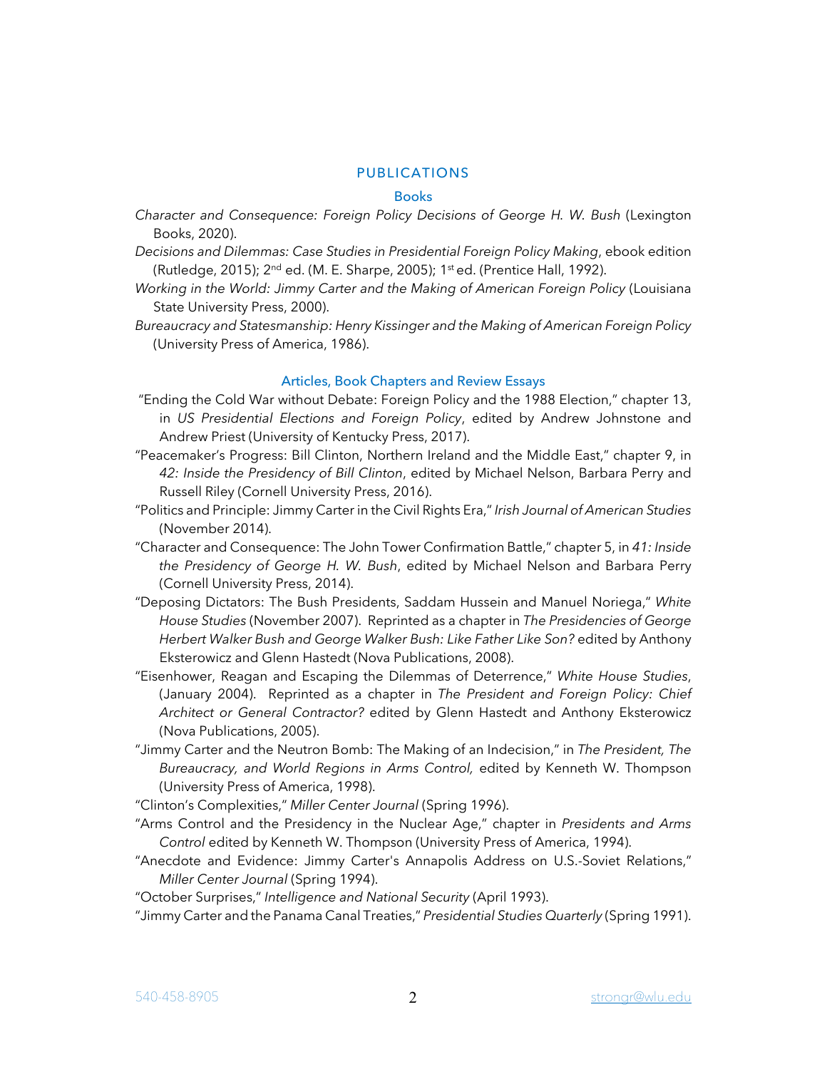## PUBLICATIONS

### Books

*Character and Consequence: Foreign Policy Decisions of George H. W. Bush* (Lexington Books, 2020).

*Decisions and Dilemmas: Case Studies in Presidential Foreign Policy Making*, ebook edition (Rutledge, 2015); 2nd ed. (M. E. Sharpe, 2005); 1st ed. (Prentice Hall, 1992).

*Working in the World: Jimmy Carter and the Making of American Foreign Policy* (Louisiana State University Press, 2000).

*Bureaucracy and Statesmanship: Henry Kissinger and the Making of American Foreign Policy* (University Press of America, 1986).

### Articles, Book Chapters and Review Essays

"Ending the Cold War without Debate: Foreign Policy and the 1988 Election," chapter 13, in *US Presidential Elections and Foreign Policy*, edited by Andrew Johnstone and Andrew Priest (University of Kentucky Press, 2017).

"Peacemaker's Progress: Bill Clinton, Northern Ireland and the Middle East," chapter 9, in *42: Inside the Presidency of Bill Clinton*, edited by Michael Nelson, Barbara Perry and Russell Riley (Cornell University Press, 2016).

"Politics and Principle: Jimmy Carter in the Civil Rights Era," *Irish Journal of American Studies* (November 2014).

"Character and Consequence: The John Tower Confirmation Battle," chapter 5, in *41: Inside the Presidency of George H. W. Bush*, edited by Michael Nelson and Barbara Perry (Cornell University Press, 2014).

"Deposing Dictators: The Bush Presidents, Saddam Hussein and Manuel Noriega," *White House Studies* (November 2007). Reprinted as a chapter in *The Presidencies of George Herbert Walker Bush and George Walker Bush: Like Father Like Son?* edited by Anthony Eksterowicz and Glenn Hastedt (Nova Publications, 2008).

"Eisenhower, Reagan and Escaping the Dilemmas of Deterrence," *White House Studies*, (January 2004). Reprinted as a chapter in *The President and Foreign Policy: Chief Architect or General Contractor?* edited by Glenn Hastedt and Anthony Eksterowicz (Nova Publications, 2005).

"Jimmy Carter and the Neutron Bomb: The Making of an Indecision," in *The President, The Bureaucracy, and World Regions in Arms Control,* edited by Kenneth W. Thompson (University Press of America, 1998).

"Clinton's Complexities," *Miller Center Journal* (Spring 1996).

"Arms Control and the Presidency in the Nuclear Age," chapter in *Presidents and Arms Control* edited by Kenneth W. Thompson (University Press of America, 1994).

"Anecdote and Evidence: Jimmy Carter's Annapolis Address on U.S.-Soviet Relations," *Miller Center Journal* (Spring 1994).

"October Surprises," *Intelligence and National Security* (April 1993).

"Jimmy Carter and the Panama Canal Treaties," *Presidential Studies Quarterly* (Spring 1991).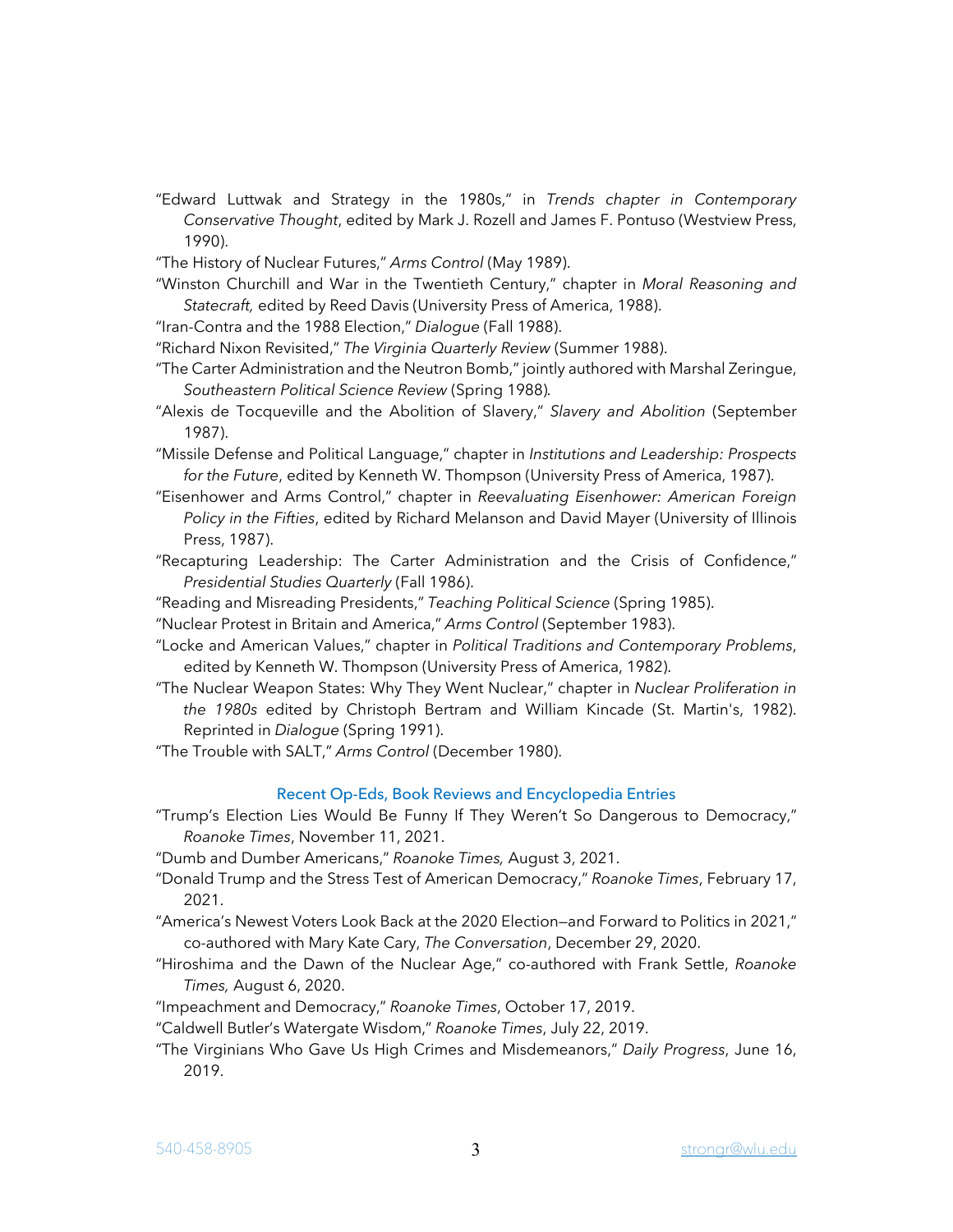"Edward Luttwak and Strategy in the 1980s," in *Trends chapter in Contemporary Conservative Thought*, edited by Mark J. Rozell and James F. Pontuso (Westview Press, 1990).

"The History of Nuclear Futures," *Arms Control* (May 1989).

"Winston Churchill and War in the Twentieth Century," chapter in *Moral Reasoning and Statecraft,* edited by Reed Davis (University Press of America, 1988).

"Iran-Contra and the 1988 Election," *Dialogue* (Fall 1988).

"Richard Nixon Revisited," *The Virginia Quarterly Review* (Summer 1988).

"The Carter Administration and the Neutron Bomb," jointly authored with Marshal Zeringue, *Southeastern Political Science Review* (Spring 1988).

"Alexis de Tocqueville and the Abolition of Slavery," *Slavery and Abolition* (September 1987).

"Missile Defense and Political Language," chapter in *Institutions and Leadership: Prospects for the Future*, edited by Kenneth W. Thompson (University Press of America, 1987).

"Eisenhower and Arms Control," chapter in *Reevaluating Eisenhower: American Foreign Policy in the Fifties*, edited by Richard Melanson and David Mayer (University of Illinois Press, 1987).

"Recapturing Leadership: The Carter Administration and the Crisis of Confidence," *Presidential Studies Quarterly* (Fall 1986).

"Reading and Misreading Presidents," *Teaching Political Science* (Spring 1985).

"Nuclear Protest in Britain and America," *Arms Control* (September 1983).

"Locke and American Values," chapter in *Political Traditions and Contemporary Problems*, edited by Kenneth W. Thompson (University Press of America, 1982).

"The Nuclear Weapon States: Why They Went Nuclear," chapter in *Nuclear Proliferation in the 1980s* edited by Christoph Bertram and William Kincade (St. Martin's, 1982). Reprinted in *Dialogue* (Spring 1991).

"The Trouble with SALT," *Arms Control* (December 1980).

### Recent Op-Eds, Book Reviews and Encyclopedia Entries

"Trump's Election Lies Would Be Funny If They Weren't So Dangerous to Democracy," *Roanoke Times*, November 11, 2021.

"Dumb and Dumber Americans," *Roanoke Times,* August 3, 2021.

"Donald Trump and the Stress Test of American Democracy," *Roanoke Times*, February 17, 2021.

"America's Newest Voters Look Back at the 2020 Election—and Forward to Politics in 2021," co-authored with Mary Kate Cary, *The Conversation*, December 29, 2020.

"Hiroshima and the Dawn of the Nuclear Age," co-authored with Frank Settle, *Roanoke Times,* August 6, 2020.

"Impeachment and Democracy," *Roanoke Times*, October 17, 2019.

"Caldwell Butler's Watergate Wisdom," *Roanoke Times*, July 22, 2019.

"The Virginians Who Gave Us High Crimes and Misdemeanors," *Daily Progress*, June 16, 2019.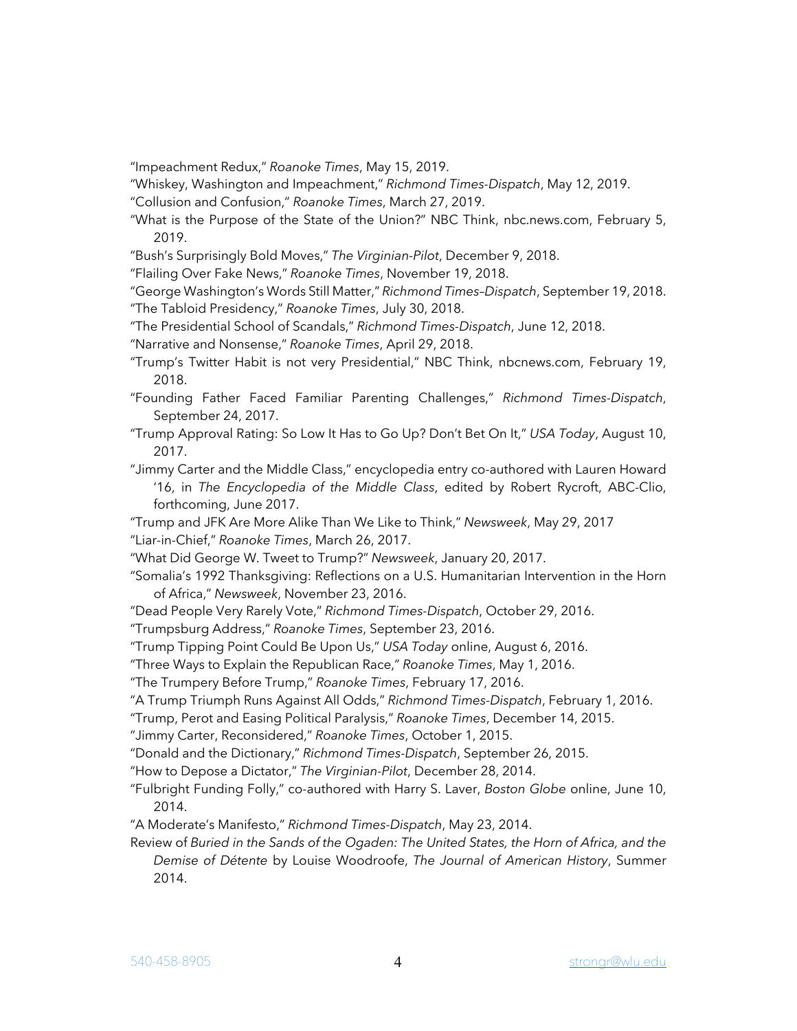"Impeachment Redux," *Roanoke Times*, May 15, 2019.

"Whiskey, Washington and Impeachment," *Richmond Times-Dispatch*, May 12, 2019.

"Collusion and Confusion," *Roanoke Times*, March 27, 2019.

"What is the Purpose of the State of the Union?" NBC Think, nbc.news.com, February 5, 2019.

"Bush's Surprisingly Bold Moves," *The Virginian-Pilot*, December 9, 2018.

"Flailing Over Fake News," *Roanoke Times*, November 19, 2018.

"George Washington's Words Still Matter," *Richmond Times–Dispatch*, September 19, 2018.

"The Tabloid Presidency," *Roanoke Times*, July 30, 2018.

"The Presidential School of Scandals," *Richmond Times-Dispatch*, June 12, 2018.

"Narrative and Nonsense," *Roanoke Times*, April 29, 2018.

"Trump's Twitter Habit is not very Presidential," NBC Think, nbcnews.com, February 19, 2018.

"Founding Father Faced Familiar Parenting Challenges," *Richmond Times-Dispatch*, September 24, 2017.

"Trump Approval Rating: So Low It Has to Go Up? Don't Bet On It," *USA Today*, August 10, 2017.

"Jimmy Carter and the Middle Class," encyclopedia entry co-authored with Lauren Howard '16, in *The Encyclopedia of the Middle Class*, edited by Robert Rycroft, ABC-Clio, forthcoming, June 2017.

"Trump and JFK Are More Alike Than We Like to Think," *Newsweek*, May 29, 2017

"Liar-in-Chief," *Roanoke Times*, March 26, 2017.

"What Did George W. Tweet to Trump?" *Newsweek*, January 20, 2017.

"Somalia's 1992 Thanksgiving: Reflections on a U.S. Humanitarian Intervention in the Horn of Africa," *Newsweek*, November 23, 2016.

"Dead People Very Rarely Vote," *Richmond Times-Dispatch*, October 29, 2016.

"Trumpsburg Address," *Roanoke Times*, September 23, 2016.

"Trump Tipping Point Could Be Upon Us," *USA Today* online, August 6, 2016.

"Three Ways to Explain the Republican Race," *Roanoke Times*, May 1, 2016.

"The Trumpery Before Trump," *Roanoke Times*, February 17, 2016.

"A Trump Triumph Runs Against All Odds," *Richmond Times-Dispatch*, February 1, 2016.

"Trump, Perot and Easing Political Paralysis," *Roanoke Times*, December 14, 2015.

"Jimmy Carter, Reconsidered," *Roanoke Times*, October 1, 2015.

"Donald and the Dictionary," *Richmond Times-Dispatch*, September 26, 2015.

"How to Depose a Dictator," *The Virginian-Pilot*, December 28, 2014.

"Fulbright Funding Folly," co-authored with Harry S. Laver, *Boston Globe* online, June 10, 2014.

"A Moderate's Manifesto," *Richmond Times-Dispatch*, May 23, 2014.

Review of *Buried in the Sands of the Ogaden: The United States, the Horn of Africa, and the Demise of Détente* by Louise Woodroofe, *The Journal of American History*, Summer 2014.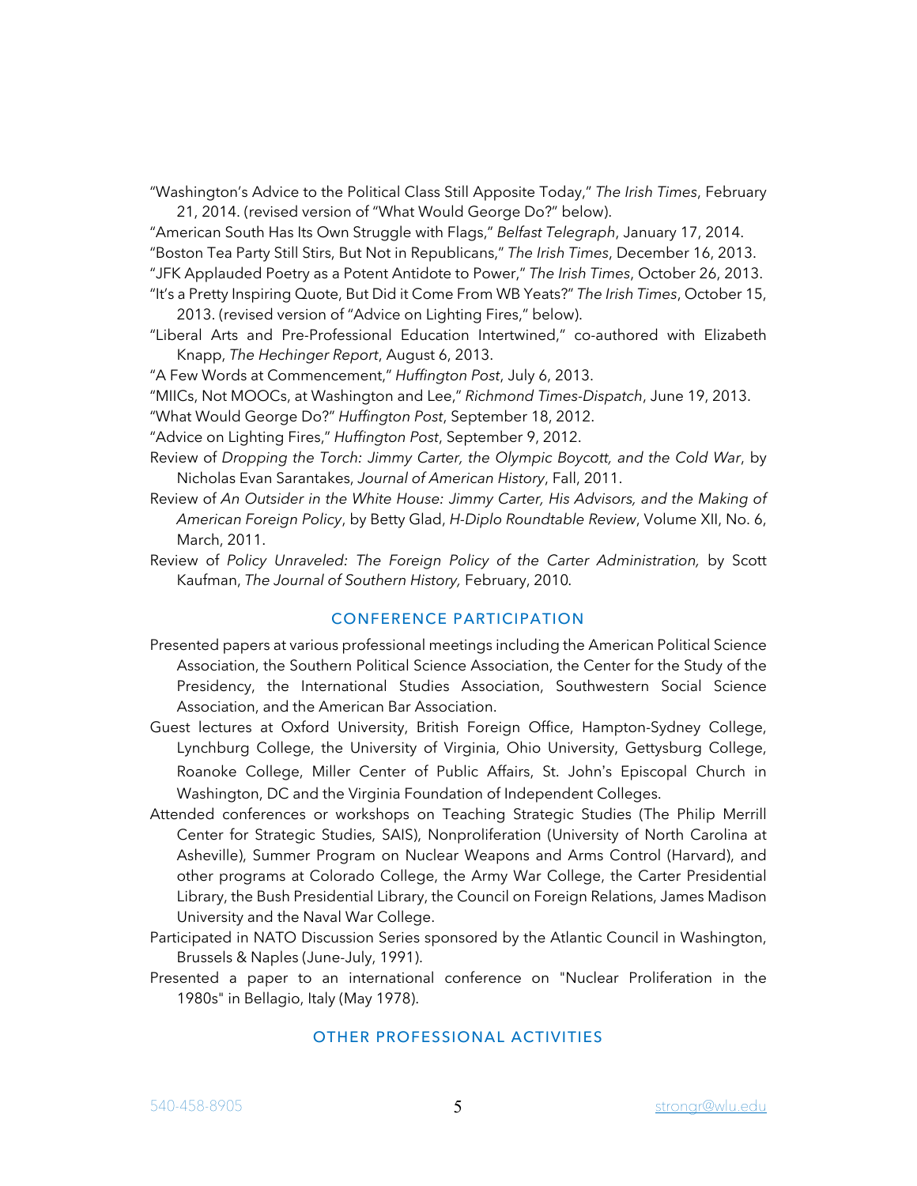"Washington's Advice to the Political Class Still Apposite Today," *The Irish Times*, February 21, 2014. (revised version of "What Would George Do?" below).

"American South Has Its Own Struggle with Flags," *Belfast Telegraph*, January 17, 2014.

"Boston Tea Party Still Stirs, But Not in Republicans," *The Irish Times*, December 16, 2013.

"JFK Applauded Poetry as a Potent Antidote to Power," *The Irish Times*, October 26, 2013.

"It's a Pretty Inspiring Quote, But Did it Come From WB Yeats?" *The Irish Times*, October 15, 2013. (revised version of "Advice on Lighting Fires," below).

"Liberal Arts and Pre-Professional Education Intertwined," co-authored with Elizabeth Knapp, *The Hechinger Report*, August 6, 2013.

"A Few Words at Commencement," *Huffington Post*, July 6, 2013.

"MIICs, Not MOOCs, at Washington and Lee," *Richmond Times-Dispatch*, June 19, 2013.

"What Would George Do?" *Huffington Post*, September 18, 2012.

"Advice on Lighting Fires," *Huffington Post*, September 9, 2012.

Review of *Dropping the Torch: Jimmy Carter, the Olympic Boycott, and the Cold War*, by Nicholas Evan Sarantakes, *Journal of American History*, Fall, 2011.

Review of *An Outsider in the White House: Jimmy Carter, His Advisors, and the Making of American Foreign Policy*, by Betty Glad, *H-Diplo Roundtable Review*, Volume XII, No. 6, March, 2011.

Review of *Policy Unraveled: The Foreign Policy of the Carter Administration,* by Scott Kaufman, *The Journal of Southern History,* February, 2010.

## CONFERENCE PARTICIPATION

Presented papers at various professional meetings including the American Political Science Association, the Southern Political Science Association, the Center for the Study of the Presidency, the International Studies Association, Southwestern Social Science Association, and the American Bar Association.

Guest lectures at Oxford University, British Foreign Office, Hampton-Sydney College, Lynchburg College, the University of Virginia, Ohio University, Gettysburg College, Roanoke College, Miller Center of Public Affairs, St. John's Episcopal Church in Washington, DC and the Virginia Foundation of Independent Colleges.

Attended conferences or workshops on Teaching Strategic Studies (The Philip Merrill Center for Strategic Studies, SAIS), Nonproliferation (University of North Carolina at Asheville), Summer Program on Nuclear Weapons and Arms Control (Harvard), and other programs at Colorado College, the Army War College, the Carter Presidential Library, the Bush Presidential Library, the Council on Foreign Relations, James Madison University and the Naval War College.

Participated in NATO Discussion Series sponsored by the Atlantic Council in Washington, Brussels & Naples (June-July, 1991).

Presented a paper to an international conference on "Nuclear Proliferation in the 1980s" in Bellagio, Italy (May 1978).

## OTHER PROFESSIONAL ACTIVITIES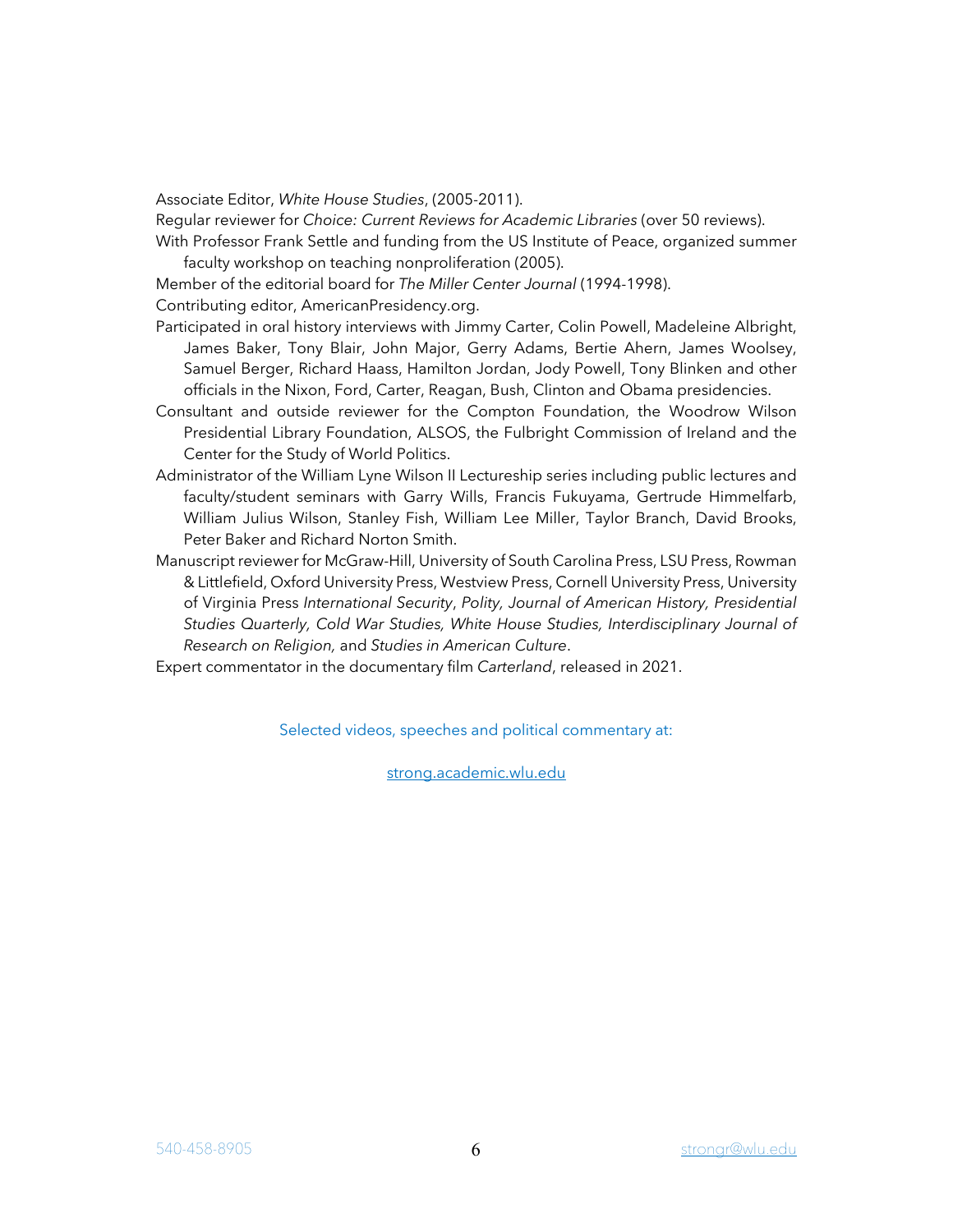Associate Editor, *White House Studies*, (2005-2011).

Regular reviewer for *Choice: Current Reviews for Academic Libraries* (over 50 reviews).

With Professor Frank Settle and funding from the US Institute of Peace, organized summer faculty workshop on teaching nonproliferation (2005).

Member of the editorial board for *The Miller Center Journal* (1994-1998).

Contributing editor, AmericanPresidency.org.

Participated in oral history interviews with Jimmy Carter, Colin Powell, Madeleine Albright, James Baker, Tony Blair, John Major, Gerry Adams, Bertie Ahern, James Woolsey, Samuel Berger, Richard Haass, Hamilton Jordan, Jody Powell, Tony Blinken and other officials in the Nixon, Ford, Carter, Reagan, Bush, Clinton and Obama presidencies.

Consultant and outside reviewer for the Compton Foundation, the Woodrow Wilson Presidential Library Foundation, ALSOS, the Fulbright Commission of Ireland and the Center for the Study of World Politics.

Administrator of the William Lyne Wilson II Lectureship series including public lectures and faculty/student seminars with Garry Wills, Francis Fukuyama, Gertrude Himmelfarb, William Julius Wilson, Stanley Fish, William Lee Miller, Taylor Branch, David Brooks, Peter Baker and Richard Norton Smith.

Manuscript reviewer for McGraw-Hill, University of South Carolina Press, LSU Press, Rowman & Littlefield, Oxford University Press, Westview Press, Cornell University Press, University of Virginia Press *International Security*, *Polity, Journal of American History, Presidential Studies Quarterly, Cold War Studies, White House Studies, Interdisciplinary Journal of Research on Religion,* and *Studies in American Culture*.

Expert commentator in the documentary film *Carterland*, released in 2021.

Selected videos, speeches and political commentary at:

strong.academic.wlu.edu

540-458-8905 strongr@wlu.edu